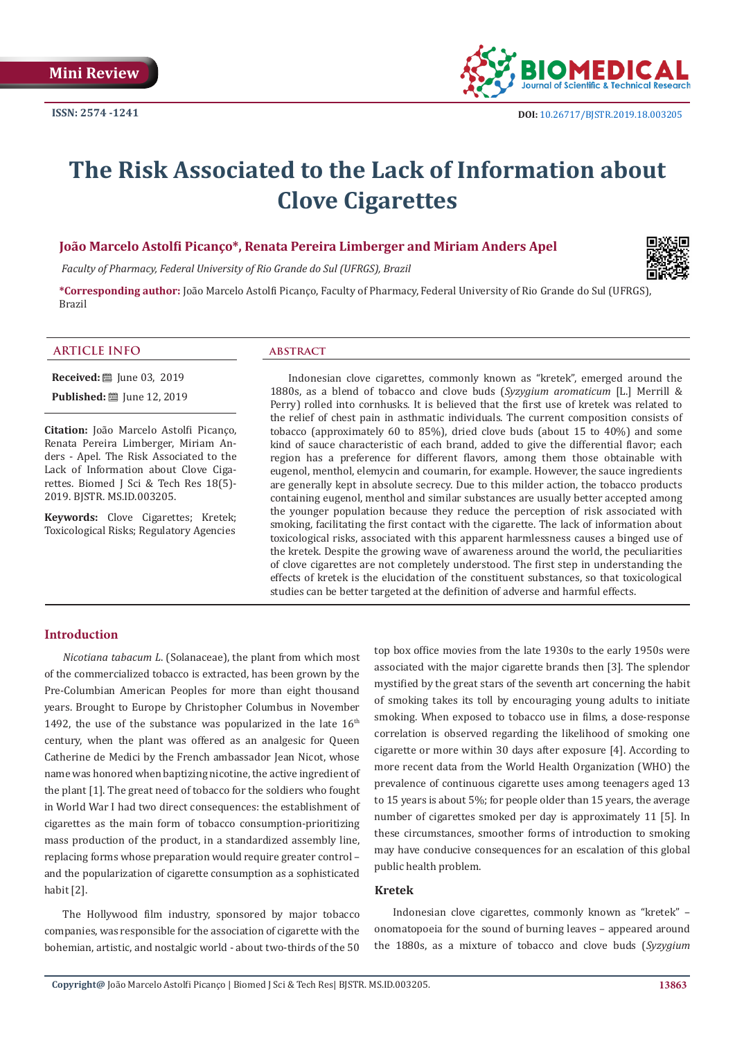Mini Review

ISSN: 2574 -1241

DOI: 10.26717/BJSTR.2019.18.003205

# The Risk Associated to the Lack of Information about Clove Cigarettes

**João Marcelo Astolfi Picanço\*, Renata Pereira Limberger and Miriam Anders Apel**

*Faculty of Pharmacy, Federal University of Rio Grande do Sul (UFRGS), Brazil*

**\*Corresponding author:** João Marcelo Astolfi Picanço, Faculty of Pharmacy, Federal University of Rio Grande do Sul (UFRGS), Brazil

## ARTICLE INFO

**Received:** June 03, 2019

**Published:** June 12, 2019

**Citation:** João Marcelo Astolfi Picanço, Renata Pereira Limberger, Miriam Anders - Apel. The Risk Associated to the Lack of Information about Clove Cigarettes. Biomed J Sci & Tech Res 18(5)-2019. BJSTR. MS.ID.003205.

**Keywords:** Clove Cigarettes; Kretek; Toxicological Risks; Regulatory Agencies

## ABSTRACT

Indonesian clove cigarettes, commonly known as "kretek", emerged around the 1880s, as a blend of tobacco and clove buds (*Syzygium aromaticum* [L.] Merrill & Perry) rolled into cornhusks. It is believed that the first use of kretek was related to the relief of chest pain in asthmatic individuals. The current composition consists of tobacco (approximately 60 to 85%), dried clove buds (about 15 to 40%) and some kind of sauce characteristic of each brand, added to give the differential flavor; each region has a preference for different flavors, among them those obtainable with eugenol, menthol, elemycin and coumarin, for example. However, the sauce ingredients are generally kept in absolute secrecy. Due to this milder action, the tobacco products containing eugenol, menthol and similar substances are usually better accepted among the younger population because they reduce the perception of risk associated with smoking, facilitating the first contact with the cigarette. The lack of information about toxicological risks, associated with this apparent harmlessness causes a binged use of the kretek. Despite the growing wave of awareness around the world, the peculiarities of clove cigarettes are not completely understood. The first step in understanding the effects of kretek is the elucidation of the constituent substances, so that toxicological studies can be better targeted at the definition of adverse and harmful effects.

## Introduction

*Nicotiana tabacum L.* (Solanaceae), the plant from which most of the commercialized tobacco is extracted, has been grown by the Pre-Columbian American Peoples for more than eight thousand years. Brought to Europe by Christopher Columbus in November 1492, the use of the substance was popularized in the late 16th century, when the plant was offered as an analgesic for Queen Catherine de Medici by the French ambassador Jean Nicot, whose name was honored when baptizing nicotine, the active ingredient of the plant [1]. The great need of tobacco for the soldiers who fought in World War I had two direct consequences: the establishment of cigarettes as the main form of tobacco consumption-prioritizing mass production of the product, in a standardized assembly line, replacing forms whose preparation would require greater control – and the popularization of cigarette consumption as a sophisticated habit [2].

The Hollywood film industry, sponsored by major tobacco companies, was responsible for the association of cigarette with the bohemian, artistic, and nostalgic world - about two-thirds of the 50 top box office movies from the late 1930s to the early 1950s were associated with the major cigarette brands then [3]. The splendor mystified by the great stars of the seventh art concerning the habit of smoking takes its toll by encouraging young adults to initiate smoking. When exposed to tobacco use in films, a dose-response correlation is observed regarding the likelihood of smoking one cigarette or more within 30 days after exposure [4]. According to more recent data from the World Health Organization (WHO) the prevalence of continuous cigarette uses among teenagers aged 13 to 15 years is about 5%; for people older than 15 years, the average number of cigarettes smoked per day is approximately 11 [5]. In these circumstances, smoother forms of introduction to smoking may have conducive consequences for an escalation of this global public health problem.

### Kretek

Indonesian clove cigarettes, commonly known as "kretek" – onomatopoeia for the sound of burning leaves – appeared around the 1880s, as a mixture of tobacco and clove buds (*Syzygium*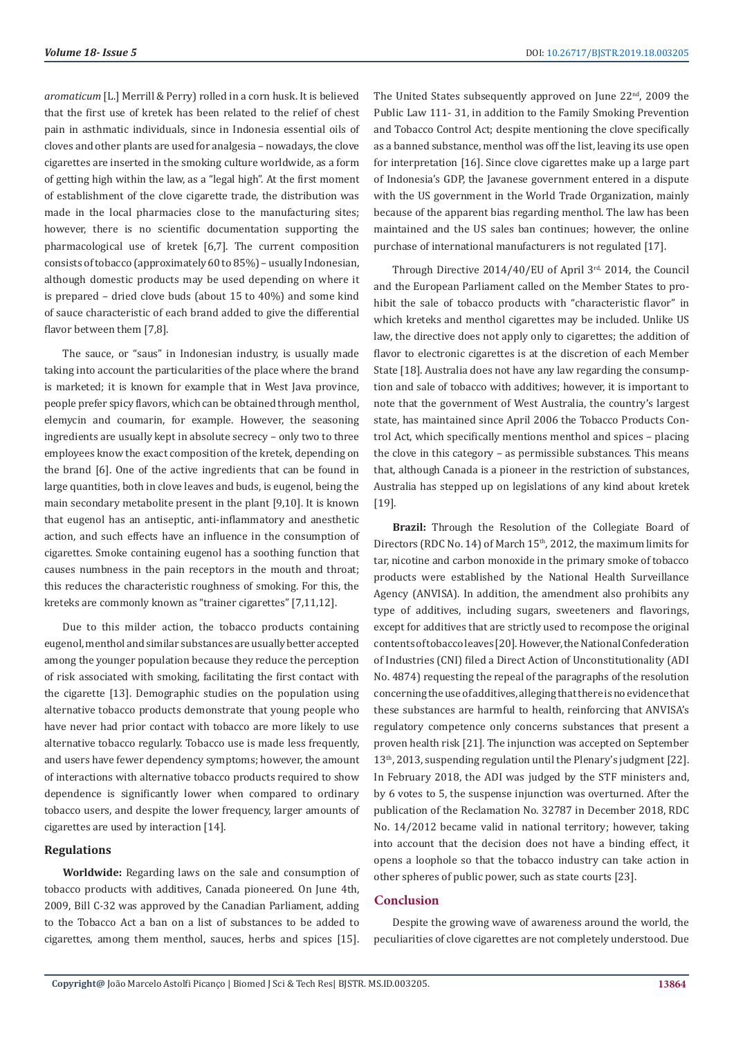*aromaticum* [L.] Merrill & Perry) rolled in a corn husk. It is believed that the first use of kretek has been related to the relief of chest pain in asthmatic individuals, since in Indonesia essential oils of cloves and other plants are used for analgesia – nowadays, the clove cigarettes are inserted in the smoking culture worldwide, as a form of getting high within the law, as a "legal high". At the first moment of establishment of the clove cigarette trade, the distribution was made in the local pharmacies close to the manufacturing sites; however, there is no scientific documentation supporting the pharmacological use of kretek [6,7]. The current composition consists of tobacco (approximately 60 to 85%) – usually Indonesian, although domestic products may be used depending on where it is prepared – dried clove buds (about 15 to 40%) and some kind of sauce characteristic of each brand added to give the differential flavor between them [7,8].

The sauce, or "saus" in Indonesian industry, is usually made taking into account the particularities of the place where the brand is marketed; it is known for example that in West Java province, people prefer spicy flavors, which can be obtained through menthol, elemycin and coumarin, for example. However, the seasoning ingredients are usually kept in absolute secrecy – only two to three employees know the exact composition of the kretek, depending on the brand [6]. One of the active ingredients that can be found in large quantities, both in clove leaves and buds, is eugenol, being the main secondary metabolite present in the plant [9,10]. It is known that eugenol has an antiseptic, anti-inflammatory and anesthetic action, and such effects have an influence in the consumption of cigarettes. Smoke containing eugenol has a soothing function that causes numbness in the pain receptors in the mouth and throat; this reduces the characteristic roughness of smoking. For this, the kreteks are commonly known as "trainer cigarettes" [7,11,12].

Due to this milder action, the tobacco products containing eugenol, menthol and similar substances are usually better accepted among the younger population because they reduce the perception of risk associated with smoking, facilitating the first contact with the cigarette [13]. Demographic studies on the population using alternative tobacco products demonstrate that young people who have never had prior contact with tobacco are more likely to use alternative tobacco regularly. Tobacco use is made less frequently, and users have fewer dependency symptoms; however, the amount of interactions with alternative tobacco products required to show dependence is significantly lower when compared to ordinary tobacco users, and despite the lower frequency, larger amounts of cigarettes are used by interaction [14].

## Regulations

**Worldwide:** Regarding laws on the sale and consumption of tobacco products with additives, Canada pioneered. On June 4th, 2009, Bill C-32 was approved by the Canadian Parliament, adding to the Tobacco Act a ban on a list of substances to be added to cigarettes, among them menthol, sauces, herbs and spices [15]. The United States subsequently approved on June 22nd, 2009 the Public Law 111- 31, in addition to the Family Smoking Prevention and Tobacco Control Act; despite mentioning the clove specifically as a banned substance, menthol was off the list, leaving its use open for interpretation [16]. Since clove cigarettes make up a large part of Indonesia's GDP, the Javanese government entered in a dispute with the US government in the World Trade Organization, mainly because of the apparent bias regarding menthol. The law has been maintained and the US sales ban continues; however, the online purchase of international manufacturers is not regulated [17].

Through Directive 2014/40/EU of April 3rd, 2014, the Council and the European Parliament called on the Member States to prohibit the sale of tobacco products with "characteristic flavor" in which kreteks and menthol cigarettes may be included. Unlike US law, the directive does not apply only to cigarettes; the addition of flavor to electronic cigarettes is at the discretion of each Member State [18]. Australia does not have any law regarding the consumption and sale of tobacco with additives; however, it is important to note that the government of West Australia, the country's largest state, has maintained since April 2006 the Tobacco Products Control Act, which specifically mentions menthol and spices – placing the clove in this category – as permissible substances. This means that, although Canada is a pioneer in the restriction of substances, Australia has stepped up on legislations of any kind about kretek [19].

**Brazil:** Through the Resolution of the Collegiate Board of Directors (RDC No. 14) of March 15th, 2012, the maximum limits for tar, nicotine and carbon monoxide in the primary smoke of tobacco products were established by the National Health Surveillance Agency (ANVISA). In addition, the amendment also prohibits any type of additives, including sugars, sweeteners and flavorings, except for additives that are strictly used to recompose the original contents of tobacco leaves [20]. However, the National Confederation of Industries (CNI) filed a Direct Action of Unconstitutionality (ADI No. 4874) requesting the repeal of the paragraphs of the resolution concerning the use of additives, alleging that there is no evidence that these substances are harmful to health, reinforcing that ANVISA's regulatory competence only concerns substances that present a proven health risk [21]. The injunction was accepted on September 13th, 2013, suspending regulation until the Plenary's judgment [22]. In February 2018, the ADI was judged by the STF ministers and, by 6 votes to 5, the suspense injunction was overturned. After the publication of the Reclamation No. 32787 in December 2018, RDC No. 14/2012 became valid in national territory; however, taking into account that the decision does not have a binding effect, it opens a loophole so that the tobacco industry can take action in other spheres of public power, such as state courts [23].

## Conclusion

Despite the growing wave of awareness around the world, the peculiarities of clove cigarettes are not completely understood. Due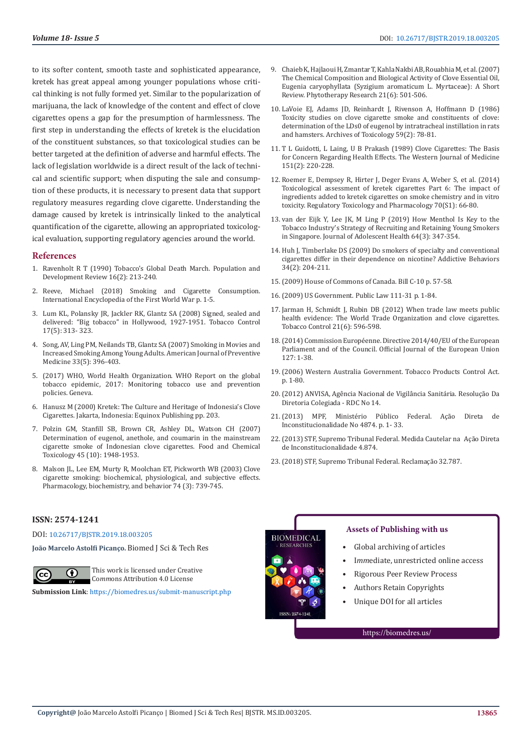to its softer content, smooth taste and sophisticated appearance, kretek has great appeal among younger populations whose critical thinking is not fully formed yet. Similar to the popularization of marijuana, the lack of knowledge of the content and effect of clove cigarettes opens a gap for the presumption of harmlessness. The first step in understanding the effects of kretek is the elucidation of the constituent substances, so that toxicological studies can be better targeted at the definition of adverse and harmful effects. The lack of legislation worldwide is a direct result of the lack of technical and scientific support; when disputing the sale and consumption of these products, it is necessary to present data that support regulatory measures regarding clove cigarette. Understanding the damage caused by kretek is intrinsically linked to the analytical quantification of the cigarette, allowing an appropriated toxicological evaluation, supporting regulatory agencies around the world.

## References

1. Ravenholt R T (1990) Tobacco's Global Death March. Population and Development Review 16(2): 213-240.
2. Reeve, Michael (2018) Smoking and Cigarette Consumption. International Encyclopedia of the First World War p. 1-5.
3. Lum KL, Polansky JR, Jackler RK, Glantz SA (2008) Signed, sealed and delivered: "Big tobacco" in Hollywood, 1927-1951. Tobacco Control 17(5): 313- 323.
4. Song, AV, Ling PM, Neilands TB, Glantz SA (2007) Smoking in Movies and Increased Smoking Among Young Adults. American Journal of Preventive Medicine 33(5): 396-403.
5. (2017) WHO, World Health Organization. WHO Report on the global tobacco epidemic, 2017: Monitoring tobacco use and prevention policies. Geneva.
6. Hanusz M (2000) Kretek: The Culture and Heritage of Indonesia's Clove Cigarettes. Jakarta, Indonesia: Equinox Publishing pp. 203.
7. Polzin GM, Stanfill SB, Brown CR, Ashley DL, Watson CH (2007) Determination of eugenol, anethole, and coumarin in the mainstream cigarette smoke of Indonesian clove cigarettes. Food and Chemical Toxicology 45 (10): 1948-1953.
8. Malson JL, Lee EM, Murty R, Moolchan ET, Pickworth WB (2003) Clove cigarette smoking: biochemical, physiological, and subjective effects. Pharmacology, biochemistry, and behavior 74 (3): 739-745.
9. Chaieb K, Hajlaoui H, Zmantar T, Kahla Nakbi AB, Rouabhia M, et al. (2007) The Chemical Composition and Biological Activity of Clove Essential Oil, Eugenia caryophyllata (Syzigium aromaticum L. Myrtaceae): A Short Review. Phytotherapy Research 21(6): 501-506.
10. LaVoie EJ, Adams JD, Reinhardt J, Rivenson A, Hoffmann D (1986) Toxicity studies on clove cigarette smoke and constituents of clove: determination of the LDs0 of eugenol by intratracheal instillation in rats and hamsters. Archives of Toxicology 59(2): 78-81.
11. T L Guidotti, L Laing, U B Prakash (1989) Clove Cigarettes: The Basis for Concern Regarding Health Effects. The Western Journal of Medicine 151(2): 220-228.
12. Roemer E, Dempsey R, Hirter J, Deger Evans A, Weber S, et al. (2014) Toxicological assessment of kretek cigarettes Part 6: The impact of ingredients added to kretek cigarettes on smoke chemistry and in vitro toxicity. Regulatory Toxicology and Pharmacology 70(S1): 66-80.
13. van der Eijk Y, Lee JK, M Ling P (2019) How Menthol Is Key to the Tobacco Industry's Strategy of Recruiting and Retaining Young Smokers in Singapore. Journal of Adolescent Health 64(3): 347-354.
14. Huh J, Timberlake DS (2009) Do smokers of specialty and conventional cigarettes differ in their dependence on nicotine? Addictive Behaviors 34(2): 204-211.
15. (2009) House of Commons of Canada. Bill C-10 p. 57-58.
16. (2009) US Government. Public Law 111-31 p. 1-84.
17. Jarman H, Schmidt J, Rubin DB (2012) When trade law meets public health evidence: The World Trade Organization and clove cigarettes. Tobacco Control 21(6): 596-598.
18. (2014) Commission Européenne. Directive 2014/40/EU of the European Parliament and of the Council. Official Journal of the European Union 127: 1-38.
19. (2006) Western Australia Government. Tobacco Products Control Act. p. 1-80.
20. (2012) ANVISA, Agência Nacional de Vigilância Sanitária. Resolução Da Diretoria Colegiada - RDC No 14.
21. (2013) MPF, Ministério Público Federal. Ação Direta de Inconstitucionalidade No 4874. p. 1- 33.
22. (2013) STF, Supremo Tribunal Federal. Medida Cautelar na Ação Direta de Inconstitucionalidade 4.874.
23. (2018) STF, Supremo Tribunal Federal. Reclamação 32.787.

**ISSN: 2574-1241**

DOI: 10.26717/BJSTR.2019.18.003205

**João Marcelo Astolfi Picanço.** Biomed J Sci & Tech Res

This work is licensed under Creative Commons Attribution 4.0 License

**Submission Link**: https://biomedres.us/submit-manuscript.php

### Assets of Publishing with us

- Global archiving of articles
- Immediate, unrestricted online access
- Rigorous Peer Review Process
- Authors Retain Copyrights
- Unique DOI for all articles

https://biomedres.us/